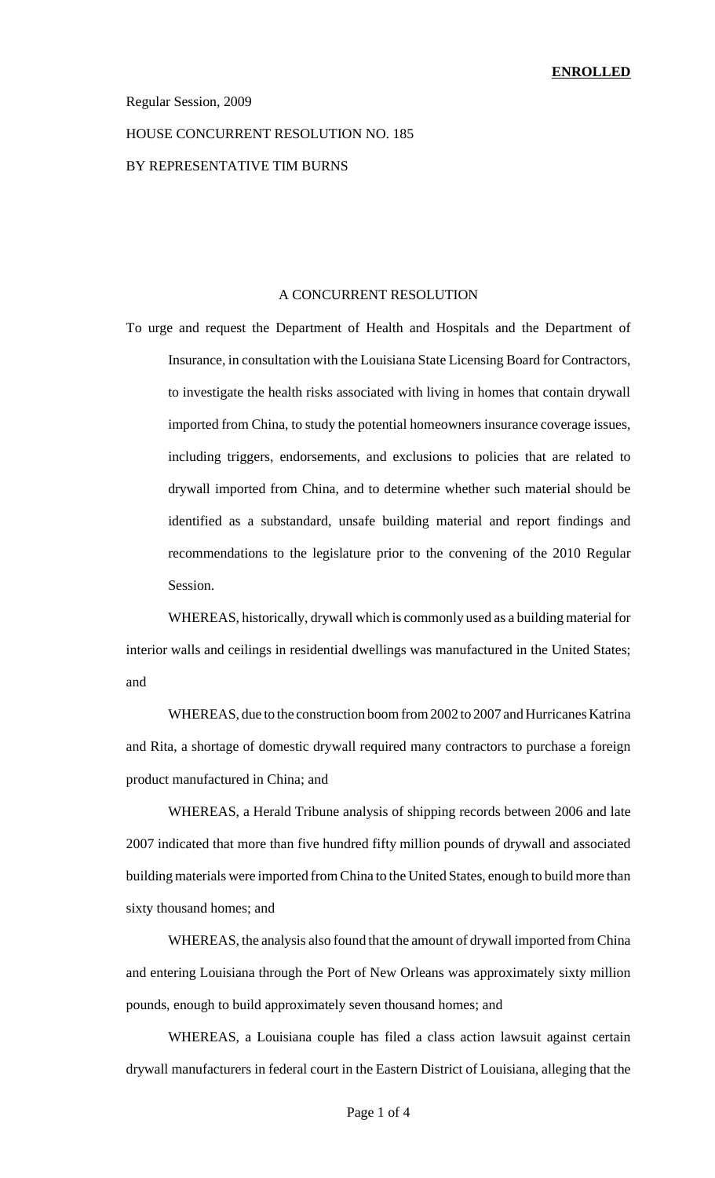**ENROLLED**

Regular Session, 2009

HOUSE CONCURRENT RESOLUTION NO. 185

BY REPRESENTATIVE TIM BURNS

A CONCURRENT RESOLUTION

To urge and request the Department of Health and Hospitals and the Department of Insurance, in consultation with the Louisiana State Licensing Board for Contractors, to investigate the health risks associated with living in homes that contain drywall imported from China, to study the potential homeowners insurance coverage issues, including triggers, endorsements, and exclusions to policies that are related to drywall imported from China, and to determine whether such material should be identified as a substandard, unsafe building material and report findings and recommendations to the legislature prior to the convening of the 2010 Regular Session.

WHEREAS, historically, drywall which is commonly used as a building material for interior walls and ceilings in residential dwellings was manufactured in the United States; and

WHEREAS, due to the construction boom from 2002 to 2007 and Hurricanes Katrina and Rita, a shortage of domestic drywall required many contractors to purchase a foreign product manufactured in China; and

WHEREAS, a Herald Tribune analysis of shipping records between 2006 and late 2007 indicated that more than five hundred fifty million pounds of drywall and associated building materials were imported from China to the United States, enough to build more than sixty thousand homes; and

WHEREAS, the analysis also found that the amount of drywall imported from China and entering Louisiana through the Port of New Orleans was approximately sixty million pounds, enough to build approximately seven thousand homes; and

WHEREAS, a Louisiana couple has filed a class action lawsuit against certain drywall manufacturers in federal court in the Eastern District of Louisiana, alleging that the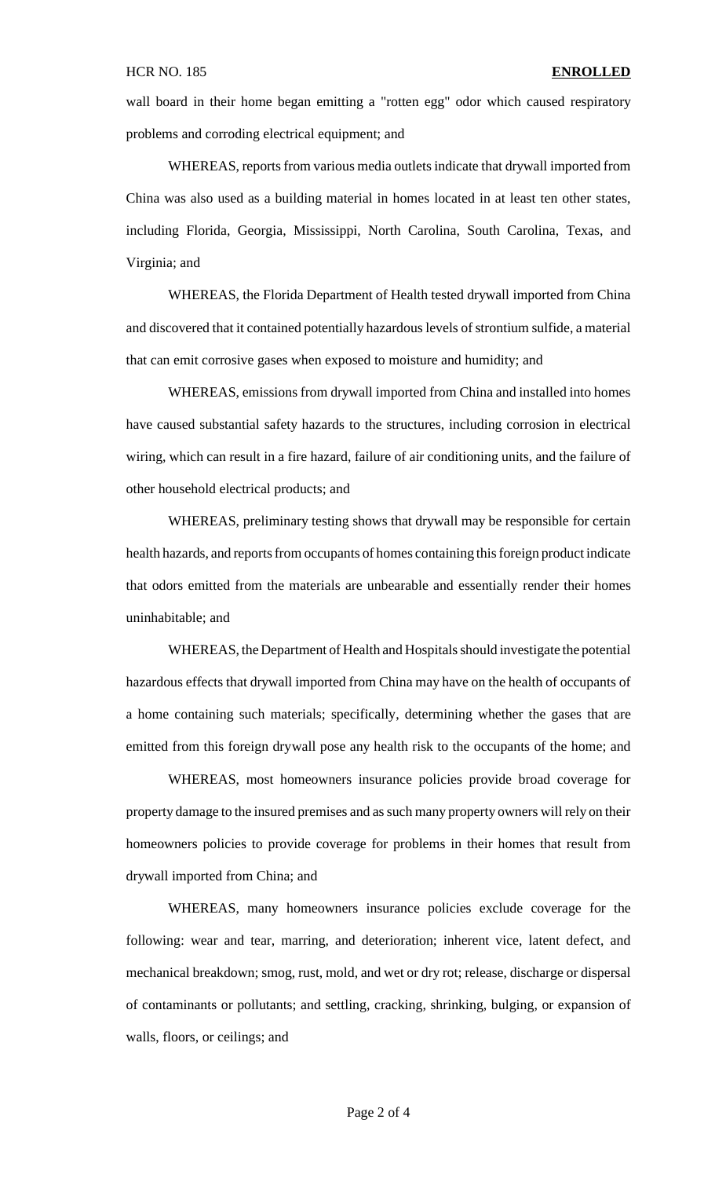wall board in their home began emitting a "rotten egg" odor which caused respiratory problems and corroding electrical equipment; and

WHEREAS, reports from various media outlets indicate that drywall imported from China was also used as a building material in homes located in at least ten other states, including Florida, Georgia, Mississippi, North Carolina, South Carolina, Texas, and Virginia; and

WHEREAS, the Florida Department of Health tested drywall imported from China and discovered that it contained potentially hazardous levels of strontium sulfide, a material that can emit corrosive gases when exposed to moisture and humidity; and

WHEREAS, emissions from drywall imported from China and installed into homes have caused substantial safety hazards to the structures, including corrosion in electrical wiring, which can result in a fire hazard, failure of air conditioning units, and the failure of other household electrical products; and

WHEREAS, preliminary testing shows that drywall may be responsible for certain health hazards, and reports from occupants of homes containing this foreign product indicate that odors emitted from the materials are unbearable and essentially render their homes uninhabitable; and

WHEREAS, the Department of Health and Hospitals should investigate the potential hazardous effects that drywall imported from China may have on the health of occupants of a home containing such materials; specifically, determining whether the gases that are emitted from this foreign drywall pose any health risk to the occupants of the home; and

WHEREAS, most homeowners insurance policies provide broad coverage for property damage to the insured premises and as such many property owners will rely on their homeowners policies to provide coverage for problems in their homes that result from drywall imported from China; and

WHEREAS, many homeowners insurance policies exclude coverage for the following: wear and tear, marring, and deterioration; inherent vice, latent defect, and mechanical breakdown; smog, rust, mold, and wet or dry rot; release, discharge or dispersal of contaminants or pollutants; and settling, cracking, shrinking, bulging, or expansion of walls, floors, or ceilings; and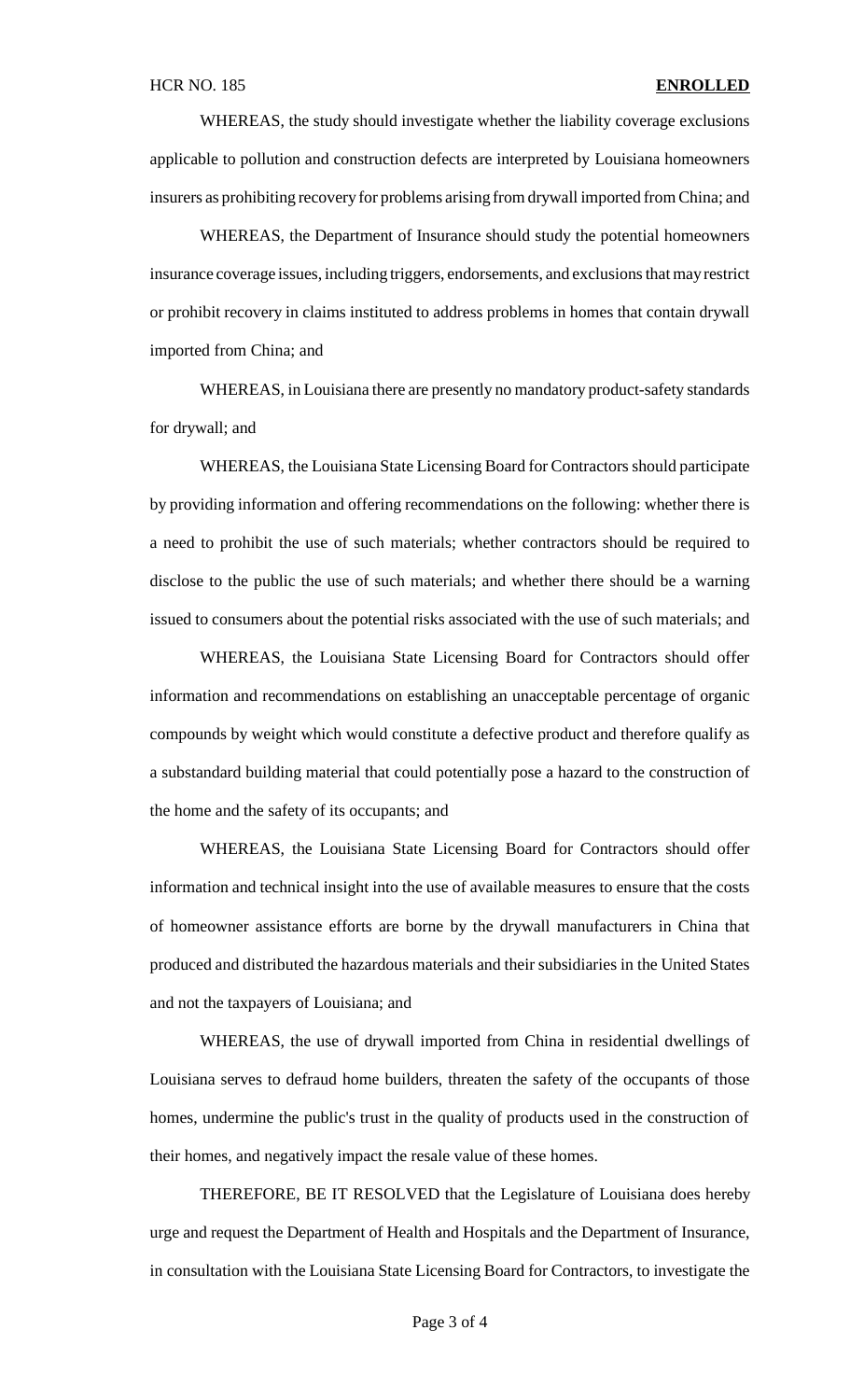WHEREAS, the study should investigate whether the liability coverage exclusions applicable to pollution and construction defects are interpreted by Louisiana homeowners insurers as prohibiting recovery for problems arising from drywall imported from China; and

WHEREAS, the Department of Insurance should study the potential homeowners insurance coverage issues, including triggers, endorsements, and exclusions that may restrict or prohibit recovery in claims instituted to address problems in homes that contain drywall imported from China; and

WHEREAS, in Louisiana there are presently no mandatory product-safety standards for drywall; and

WHEREAS, the Louisiana State Licensing Board for Contractors should participate by providing information and offering recommendations on the following: whether there is a need to prohibit the use of such materials; whether contractors should be required to disclose to the public the use of such materials; and whether there should be a warning issued to consumers about the potential risks associated with the use of such materials; and

WHEREAS, the Louisiana State Licensing Board for Contractors should offer information and recommendations on establishing an unacceptable percentage of organic compounds by weight which would constitute a defective product and therefore qualify as a substandard building material that could potentially pose a hazard to the construction of the home and the safety of its occupants; and

WHEREAS, the Louisiana State Licensing Board for Contractors should offer information and technical insight into the use of available measures to ensure that the costs of homeowner assistance efforts are borne by the drywall manufacturers in China that produced and distributed the hazardous materials and their subsidiaries in the United States and not the taxpayers of Louisiana; and

WHEREAS, the use of drywall imported from China in residential dwellings of Louisiana serves to defraud home builders, threaten the safety of the occupants of those homes, undermine the public's trust in the quality of products used in the construction of their homes, and negatively impact the resale value of these homes.

THEREFORE, BE IT RESOLVED that the Legislature of Louisiana does hereby urge and request the Department of Health and Hospitals and the Department of Insurance, in consultation with the Louisiana State Licensing Board for Contractors, to investigate the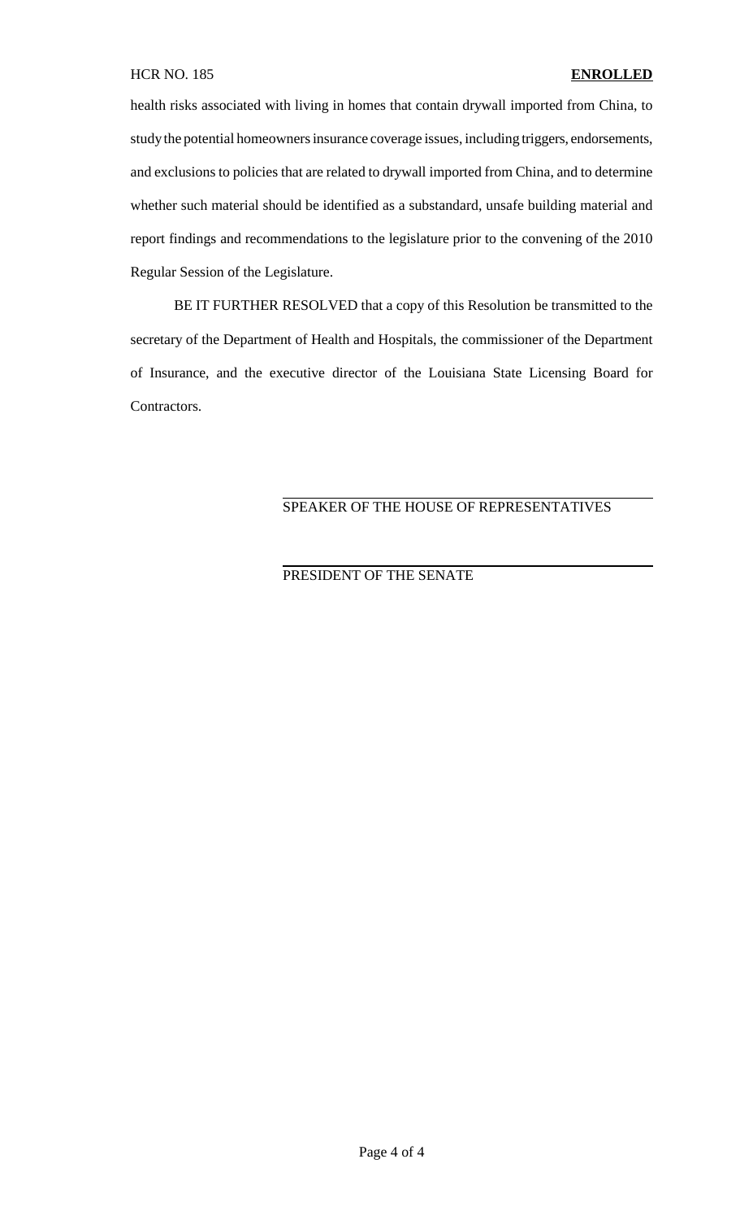health risks associated with living in homes that contain drywall imported from China, to study the potential homeowners insurance coverage issues, including triggers, endorsements, and exclusions to policies that are related to drywall imported from China, and to determine whether such material should be identified as a substandard, unsafe building material and report findings and recommendations to the legislature prior to the convening of the 2010 Regular Session of the Legislature.

BE IT FURTHER RESOLVED that a copy of this Resolution be transmitted to the secretary of the Department of Health and Hospitals, the commissioner of the Department of Insurance, and the executive director of the Louisiana State Licensing Board for Contractors.

SPEAKER OF THE HOUSE OF REPRESENTATIVES

PRESIDENT OF THE SENATE